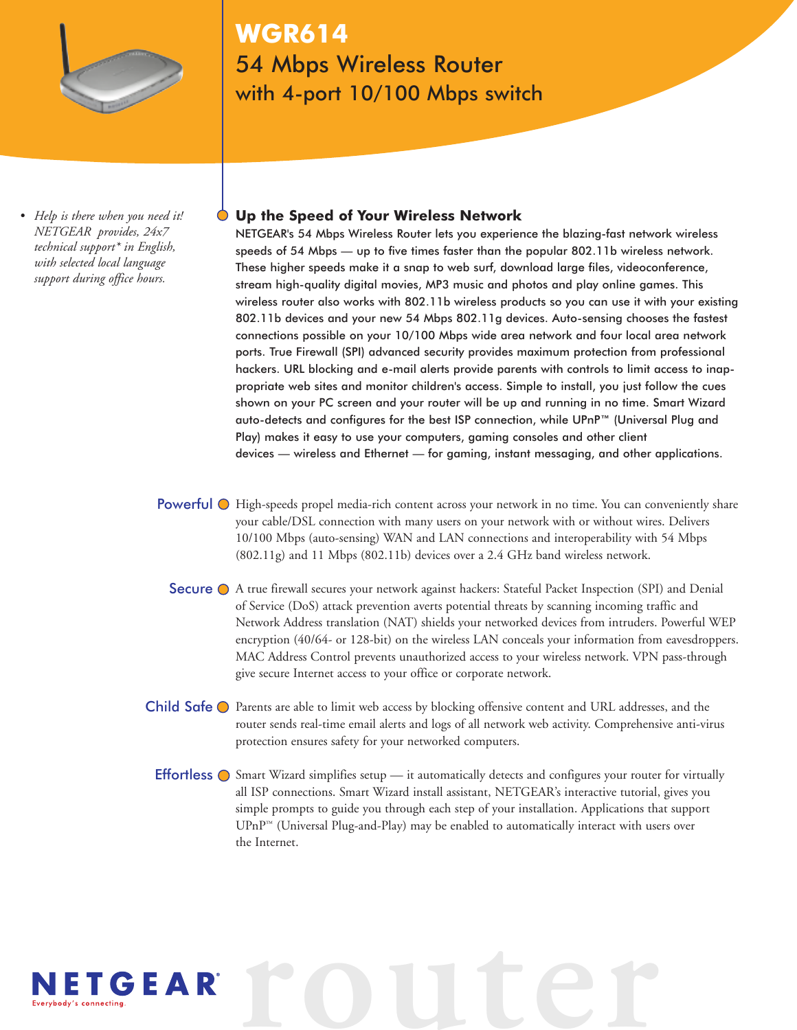# WGR614

## 54 Mbps Wireless Router with 4-port 10/100 Mbps switch

- *Help is there when you need it! NETGEAR provides, 24x7 technical support\* in English, with selected local language support during office hours.*

### Up the Speed of Your Wireless Network

NETGEAR's 54 Mbps Wireless Router lets you experience the blazing-fast network wireless speeds of 54 Mbps — up to five times faster than the popular 802.11b wireless network. These higher speeds make it a snap to web surf, download large files, videoconference, stream high-quality digital movies, MP3 music and photos and play online games. This wireless router also works with 802.11b wireless products so you can use it with your existing 802.11b devices and your new 54 Mbps 802.11g devices. Auto-sensing chooses the fastest connections possible on your 10/100 Mbps wide area network and four local area network ports. True Firewall (SPI) advanced security provides maximum protection from professional hackers. URL blocking and e-mail alerts provide parents with controls to limit access to inappropriate web sites and monitor children's access. Simple to install, you just follow the cues shown on your PC screen and your router will be up and running in no time. Smart Wizard auto-detects and configures for the best ISP connection, while UPnP™ (Universal Plug and Play) makes it easy to use your computers, gaming consoles and other client devices — wireless and Ethernet — for gaming, instant messaging, and other applications.

**Powerful** High-speeds propel media-rich content across your network in no time. You can conveniently share your cable/DSL connection with many users on your network with or without wires. Delivers 10/100 Mbps (auto-sensing) WAN and LAN connections and interoperability with 54 Mbps (802.11g) and 11 Mbps (802.11b) devices over a 2.4 GHz band wireless network.

**Secure** A true firewall secures your network against hackers: Stateful Packet Inspection (SPI) and Denial of Service (DoS) attack prevention averts potential threats by scanning incoming traffic and Network Address translation (NAT) shields your networked devices from intruders. Powerful WEP encryption (40/64- or 128-bit) on the wireless LAN conceals your information from eavesdroppers. MAC Address Control prevents unauthorized access to your wireless network. VPN pass-through give secure Internet access to your office or corporate network.

**Child Safe** Parents are able to limit web access by blocking offensive content and URL addresses, and the router sends real-time email alerts and logs of all network web activity. Comprehensive anti-virus protection ensures safety for your networked computers.

**Effortless** Smart Wizard simplifies setup — it automatically detects and configures your router for virtually all ISP connections. Smart Wizard install assistant, NETGEAR's interactive tutorial, gives you simple prompts to guide you through each step of your installation. Applications that support UPnP™ (Universal Plug-and-Play) may be enabled to automatically interact with users over the Internet.

NETGEAR® Everybody's connecting.

router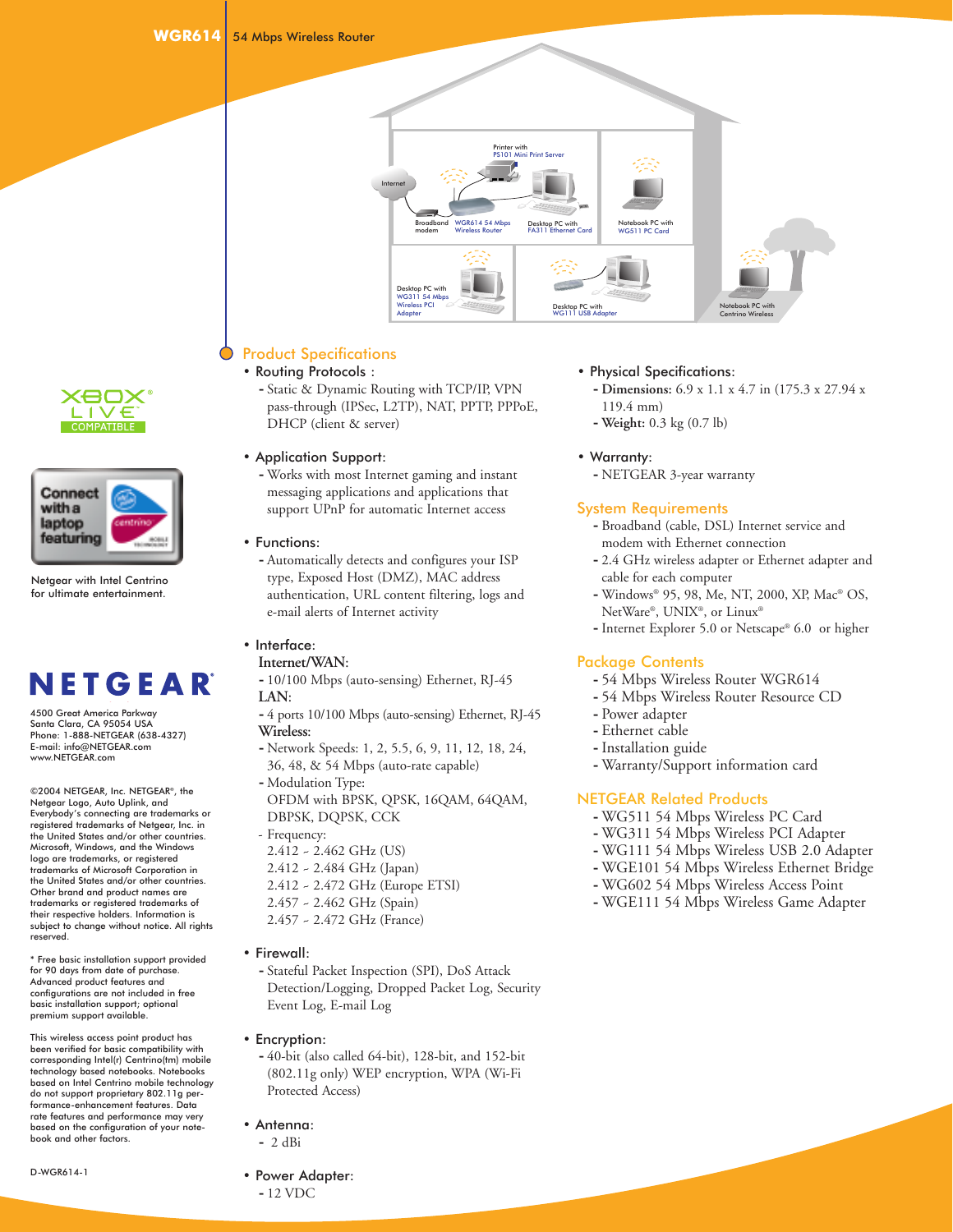# WGR614 54 Mbps Wireless Router

Internet

Printer with PS101 Mini Print Server

Broadband modem

WGR614 54 Mbps Wireless Router

Desktop PC with FA311 Ethernet Card

Notebook PC with WG511 PC Card

Desktop PC with WG311 54 Mbps Wireless PCI Adapter

Desktop PC with WG111 USB Adapter

Notebook PC with Centrino Wireless

XBOX LIVE COMPATIBLE

Connect with a laptop featuring centrino mobile technology

Netgear with Intel Centrino for ultimate entertainment.

## Product Specifications

- Routing Protocols :
  - Static & Dynamic Routing with TCP/IP, VPN pass-through (IPSec, L2TP), NAT, PPTP, PPPoE, DHCP (client & server)
- Application Support:
  - Works with most Internet gaming and instant messaging applications and applications that support UPnP for automatic Internet access
- Functions:
  - Automatically detects and configures your ISP type, Exposed Host (DMZ), MAC address authentication, URL content filtering, logs and e-mail alerts of Internet activity
- Interface:
  - **Internet/WAN:**
  - 10/100 Mbps (auto-sensing) Ethernet, RJ-45
  - **LAN:**
  - 4 ports 10/100 Mbps (auto-sensing) Ethernet, RJ-45
  - **Wireless:**
  - Network Speeds: 1, 2, 5.5, 6, 9, 11, 12, 18, 24, 36, 48, & 54 Mbps (auto-rate capable)
  - Modulation Type: OFDM with BPSK, QPSK, 16QAM, 64QAM, DBPSK, DQPSK, CCK
  - Frequency:
    2.412 ~ 2.462 GHz (US)
    2.412 ~ 2.484 GHz (Japan)
    2.412 ~ 2.472 GHz (Europe ETSI)
    2.457 ~ 2.462 GHz (Spain)
    2.457 ~ 2.472 GHz (France)
- Firewall:
  - Stateful Packet Inspection (SPI), DoS Attack Detection/Logging, Dropped Packet Log, Security Event Log, E-mail Log
- Encryption:
  - 40-bit (also called 64-bit), 128-bit, and 152-bit (802.11g only) WEP encryption, WPA (Wi-Fi Protected Access)
- Antenna:
  - 2 dBi
- Power Adapter:
  - 12 VDC
- Physical Specifications:
  - **Dimensions:** 6.9 x 1.1 x 4.7 in (175.3 x 27.94 x 119.4 mm)
  - **Weight:** 0.3 kg (0.7 lb)
- Warranty:
  - NETGEAR 3-year warranty

## System Requirements

- Broadband (cable, DSL) Internet service and modem with Ethernet connection
- 2.4 GHz wireless adapter or Ethernet adapter and cable for each computer
- Windows® 95, 98, Me, NT, 2000, XP, Mac® OS, NetWare®, UNIX®, or Linux®
- Internet Explorer 5.0 or Netscape® 6.0 or higher

## Package Contents

- 54 Mbps Wireless Router WGR614
- 54 Mbps Wireless Router Resource CD
- Power adapter
- Ethernet cable
- Installation guide
- Warranty/Support information card

## NETGEAR Related Products

- WG511 54 Mbps Wireless PC Card
- WG311 54 Mbps Wireless PCI Adapter
- WG111 54 Mbps Wireless USB 2.0 Adapter
- WGE101 54 Mbps Wireless Ethernet Bridge
- WG602 54 Mbps Wireless Access Point
- WGE111 54 Mbps Wireless Game Adapter

**NETGEAR®**

4500 Great America Parkway
Santa Clara, CA 95054 USA
Phone: 1-888-NETGEAR (638-4327)
E-mail: info@NETGEAR.com
www.NETGEAR.com

©2004 NETGEAR, Inc. NETGEAR®, the Netgear Logo, Auto Uplink, and Everybody's connecting are trademarks or registered trademarks of Netgear, Inc. in the United States and/or other countries. Microsoft, Windows, and the Windows logo are trademarks, or registered trademarks of Microsoft Corporation in the United States and/or other countries. Other brand and product names are trademarks or registered trademarks of their respective holders. Information is subject to change without notice. All rights reserved.

* Free basic installation support provided for 90 days from date of purchase. Advanced product features and configurations are not included in free basic installation support; optional premium support available.

This wireless access point product has been verified for basic compatibility with corresponding Intel(r) Centrino(tm) mobile technology based notebooks. Notebooks based on Intel Centrino mobile technology do not support proprietary 802.11g performance-enhancement features. Data rate features and performance may very based on the configuration of your notebook and other factors.

D-WGR614-1